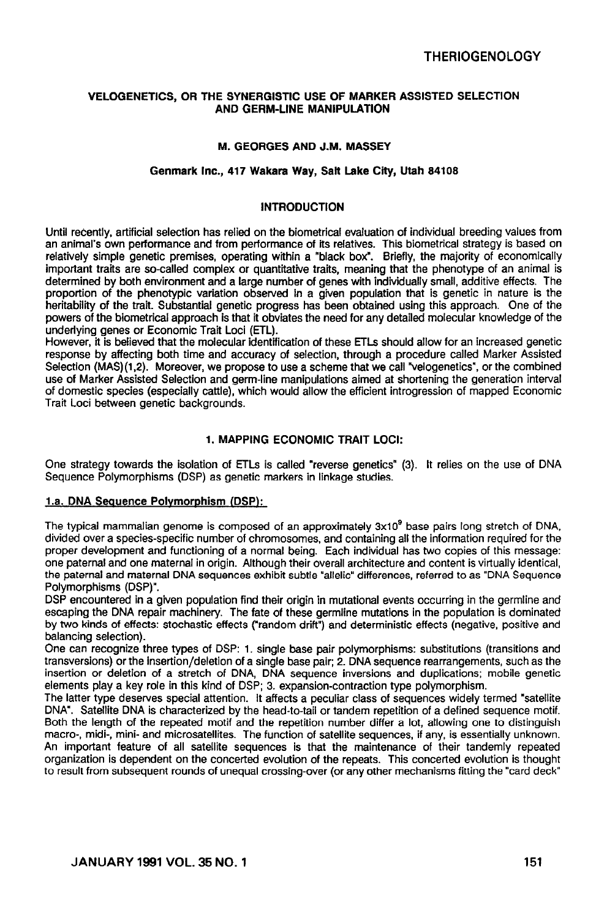# VELOGENETICS, OR THE SYNERGISTIC USE OF MARKER ASSISTED SELECTION AND GERM-LINE MANIPULATION

**M. GEORGES AND J.M. MASSEY**

**Genmark Inc., 417 Wakara Way, Salt Lake City, Utah 84108**

## INTRODUCTION

Until recently, artificial selection has relied on the biometrical evaluation of individual breeding values from an animal's own performance and from performance of its relatives. This biometrical strategy is based on relatively simple genetic premises, operating within a "black box". Briefly, the majority of economically important traits are so-called complex or quantitative traits, meaning that the phenotype of an animal is determined by both environment and a large number of genes with individually small, additive effects. The proportion of the phenotypic variation observed in a given population that is genetic in nature is the heritability of the trait. Substantial genetic progress has been obtained using this approach. One of the powers of the biometrical approach is that it obviates the need for any detailed molecular knowledge of the underlying genes or Economic Trait Loci (ETL).

However, it is believed that the molecular identification of these ETLs should allow for an increased genetic response by affecting both time and accuracy of selection, through a procedure called Marker Assisted Selection (MAS)(1,2). Moreover, we propose to use a scheme that we call "velogenetics", or the combined use of Marker Assisted Selection and germ-line manipulations aimed at shortening the generation interval of domestic species (especially cattle), which would allow the efficient introgression of mapped Economic Trait Loci between genetic backgrounds.

## 1. MAPPING ECONOMIC TRAIT LOCI:

One strategy towards the isolation of ETLs is called "reverse genetics" (3). It relies on the use of DNA Sequence Polymorphisms (DSP) as genetic markers in linkage studies.

### 1.a. DNA Sequence Polymorphism (DSP):

The typical mammalian genome is composed of an approximately $3\times10^9$ base pairs long stretch of DNA, divided over a species-specific number of chromosomes, and containing all the information required for the proper development and functioning of a normal being. Each individual has two copies of this message: one paternal and one maternal in origin. Although their overall architecture and content is virtually identical, the paternal and maternal DNA sequences exhibit subtle "allelic" differences, referred to as "DNA Sequence Polymorphisms (DSP)".

DSP encountered in a given population find their origin in mutational events occurring in the germline and escaping the DNA repair machinery. The fate of these germline mutations in the population is dominated by two kinds of effects: stochastic effects ("random drift") and deterministic effects (negative, positive and balancing selection).

One can recognize three types of DSP: 1. single base pair polymorphisms: substitutions (transitions and transversions) or the insertion/deletion of a single base pair; 2. DNA sequence rearrangements, such as the insertion or deletion of a stretch of DNA, DNA sequence inversions and duplications; mobile genetic elements play a key role in this kind of DSP; 3. expansion-contraction type polymorphism.

The latter type deserves special attention. It affects a peculiar class of sequences widely termed "satellite DNA". Satellite DNA is characterized by the head-to-tail or tandem repetition of a defined sequence motif. Both the length of the repeated motif and the repetition number differ a lot, allowing one to distinguish macro-, midi-, mini- and microsatellites. The function of satellite sequences, if any, is essentially unknown. An important feature of all satellite sequences is that the maintenance of their tandemly repeated organization is dependent on the concerted evolution of the repeats. This concerted evolution is thought to result from subsequent rounds of unequal crossing-over (or any other mechanisms fitting the "card deck"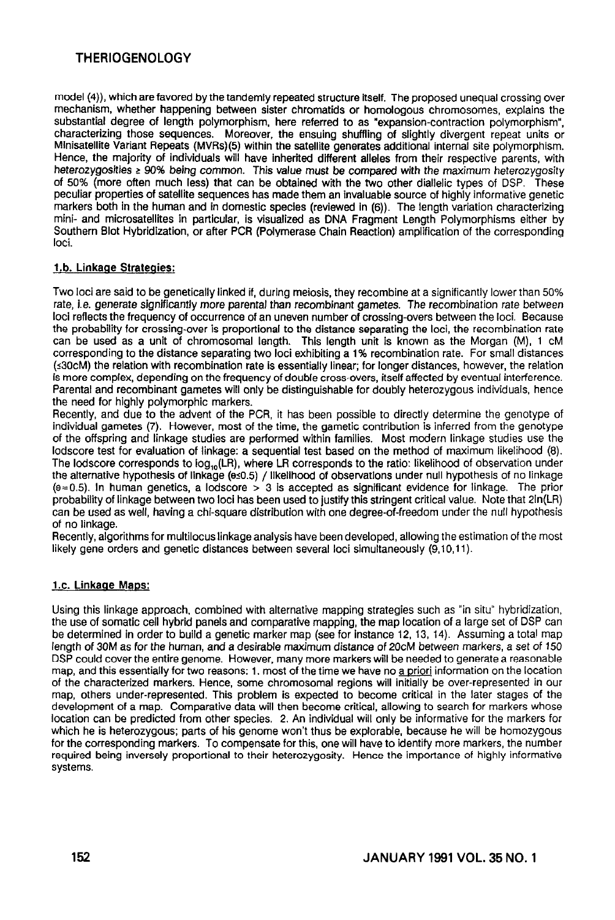model (4)), which are favored by the tandemly repeated structure itself. The proposed unequal crossing over mechanism, whether happening between sister chromatids or homologous chromosomes, explains the substantial degree of length polymorphism, here referred to as "expansion-contraction polymorphism", characterizing those sequences. Moreover, the ensuing shuffling of slightly divergent repeat units or Minisatellite Variant Repeats (MVRs)(5) within the satellite generates additional internal site polymorphism. Hence, the majority of individuals will have inherited different alleles from their respective parents, with heterozygosities ≥ 90% being common. This value must be compared with the maximum heterozygosity of 50% (more often much less) that can be obtained with the two other diallelic types of DSP. These peculiar properties of satellite sequences has made them an invaluable source of highly informative genetic markers both in the human and in domestic species (reviewed in (6)). The length variation characterizing mini- and microsatellites in particular, is visualized as DNA Fragment Length Polymorphisms either by Southern Blot Hybridization, or after PCR (Polymerase Chain Reaction) amplification of the corresponding loci.

## 1.b. Linkage Strategies:

Two loci are said to be genetically linked if, during meiosis, they recombine at a significantly lower than 50% rate, i.e. generate significantly more parental than recombinant gametes. The recombination rate between loci reflects the frequency of occurrence of an uneven number of crossing-overs between the loci. Because the probability for crossing-over is proportional to the distance separating the loci, the recombination rate can be used as a unit of chromosomal length. This length unit is known as the Morgan (M), 1 cM corresponding to the distance separating two loci exhibiting a 1% recombination rate. For small distances (≤30cM) the relation with recombination rate is essentially linear; for longer distances, however, the relation is more complex, depending on the frequency of double cross-overs, itself affected by eventual interference. Parental and recombinant gametes will only be distinguishable for doubly heterozygous individuals, hence the need for highly polymorphic markers.

Recently, and due to the advent of the PCR, it has been possible to directly determine the genotype of individual gametes (7). However, most of the time, the gametic contribution is inferred from the genotype of the offspring and linkage studies are performed within families. Most modern linkage studies use the lodscore test for evaluation of linkage: a sequential test based on the method of maximum likelihood (8). The lodscore corresponds to $\log_{10}(LR)$, where LR corresponds to the ratio: likelihood of observation under the alternative hypothesis of linkage ($\theta \leq 0.5$) / likelihood of observations under null hypothesis of no linkage ($\theta = 0.5$). In human genetics, a lodscore > 3 is accepted as significant evidence for linkage. The prior probability of linkage between two loci has been used to justify this stringent critical value. Note that $2\ln(LR)$ can be used as well, having a chi-square distribution with one degree-of-freedom under the null hypothesis of no linkage.

Recently, algorithms for multilocus linkage analysis have been developed, allowing the estimation of the most likely gene orders and genetic distances between several loci simultaneously (9,10,11).

## 1.c. Linkage Maps:

Using this linkage approach, combined with alternative mapping strategies such as "in situ" hybridization, the use of somatic cell hybrid panels and comparative mapping, the map location of a large set of DSP can be determined in order to build a genetic marker map (see for instance 12, 13, 14). Assuming a total map length of 30M as for the human, and a desirable maximum distance of 20cM between markers, a set of 150 DSP could cover the entire genome. However, many more markers will be needed to generate a reasonable map, and this essentially for two reasons: 1. most of the time we have no a priori information on the location of the characterized markers. Hence, some chromosomal regions will initially be over-represented in our map, others under-represented. This problem is expected to become critical in the later stages of the development of a map. Comparative data will then become critical, allowing to search for markers whose location can be predicted from other species. 2. An individual will only be informative for the markers for which he is heterozygous; parts of his genome won't thus be explorable, because he will be homozygous for the corresponding markers. To compensate for this, one will have to identify more markers, the number required being inversely proportional to their heterozygosity. Hence the importance of highly informative systems.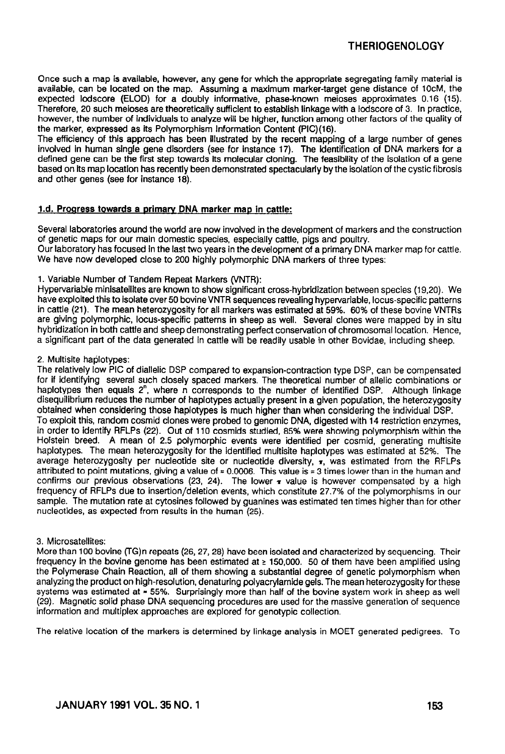Once such a map is available, however, any gene for which the appropriate segregating family material is available, can be located on the map. Assuming a maximum marker-target gene distance of 10cM, the expected lodscore (ELOD) for a doubly informative, phase-known meioses approximates 0.16 (15). Therefore, 20 such meioses are theoretically sufficient to establish linkage with a lodscore of 3. In practice, however, the number of individuals to analyze will be higher, function among other factors of the quality of the marker, expressed as its Polymorphism Information Content (PIC)(16).

The efficiency of this approach has been illustrated by the recent mapping of a large number of genes involved in human single gene disorders (see for instance 17). The identification of DNA markers for a defined gene can be the first step towards its molecular cloning. The feasibility of the isolation of a gene based on its map location has recently been demonstrated spectacularly by the isolation of the cystic fibrosis and other genes (see for instance 18).

## 1.d. Progress towards a primary DNA marker map in cattle:

Several laboratories around the world are now involved in the development of markers and the construction of genetic maps for our main domestic species, especially cattle, pigs and poultry.

Our laboratory has focused in the last two years in the development of a primary DNA marker map for cattle. We have now developed close to 200 highly polymorphic DNA markers of three types:

1. Variable Number of Tandem Repeat Markers (VNTR):

Hypervariable minisatellites are known to show significant cross-hybridization between species (19,20). We have exploited this to isolate over 50 bovine VNTR sequences revealing hypervariable, locus-specific patterns in cattle (21). The mean heterozygosity for all markers was estimated at 59%. 60% of these bovine VNTRs are giving polymorphic, locus-specific patterns in sheep as well. Several clones were mapped by in situ hybridization in both cattle and sheep demonstrating perfect conservation of chromosomal location. Hence, a significant part of the data generated in cattle will be readily usable in other Bovidae, including sheep.

2. Multisite haplotypes:

The relatively low PIC of diallelic DSP compared to expansion-contraction type DSP, can be compensated for if identifying several such closely spaced markers. The theoretical number of allelic combinations or haplotypes then equals $2^n$, where n corresponds to the number of identified DSP. Although linkage disequilibrium reduces the number of haplotypes actually present in a given population, the heterozygosity obtained when considering those haplotypes is much higher than when considering the individual DSP.

To exploit this, random cosmid clones were probed to genomic DNA, digested with 14 restriction enzymes, in order to identify RFLPs (22). Out of 110 cosmids studied, 85% were showing polymorphism within the Holstein breed. A mean of 2.5 polymorphic events were identified per cosmid, generating multisite haplotypes. The mean heterozygosity for the identified multisite haplotypes was estimated at 52%. The average heterozygosity per nucleotide site or nucleotide diversity, $\pi$, was estimated from the RFLPs attributed to point mutations, giving a value of $\approx 0.0006$. This value is $\approx 3$ times lower than in the human and confirms our previous observations (23, 24). The lower $\pi$ value is however compensated by a high frequency of RFLPs due to insertion/deletion events, which constitute 27.7% of the polymorphisms in our sample. The mutation rate at cytosines followed by guanines was estimated ten times higher than for other nucleotides, as expected from results in the human (25).

3. Microsatellites:

More than 100 bovine $(TG)n$ repeats (26, 27, 28) have been isolated and characterized by sequencing. Their frequency in the bovine genome has been estimated at $\geq 150{,}000$. 50 of them have been amplified using the Polymerase Chain Reaction, all of them showing a substantial degree of genetic polymorphism when analyzing the product on high-resolution, denaturing polyacrylamide gels. The mean heterozygosity for these systems was estimated at $\approx 55\%$. Surprisingly more than half of the bovine system work in sheep as well (29). Magnetic solid phase DNA sequencing procedures are used for the massive generation of sequence information and multiplex approaches are explored for genotypic collection.

The relative location of the markers is determined by linkage analysis in MOET generated pedigrees. To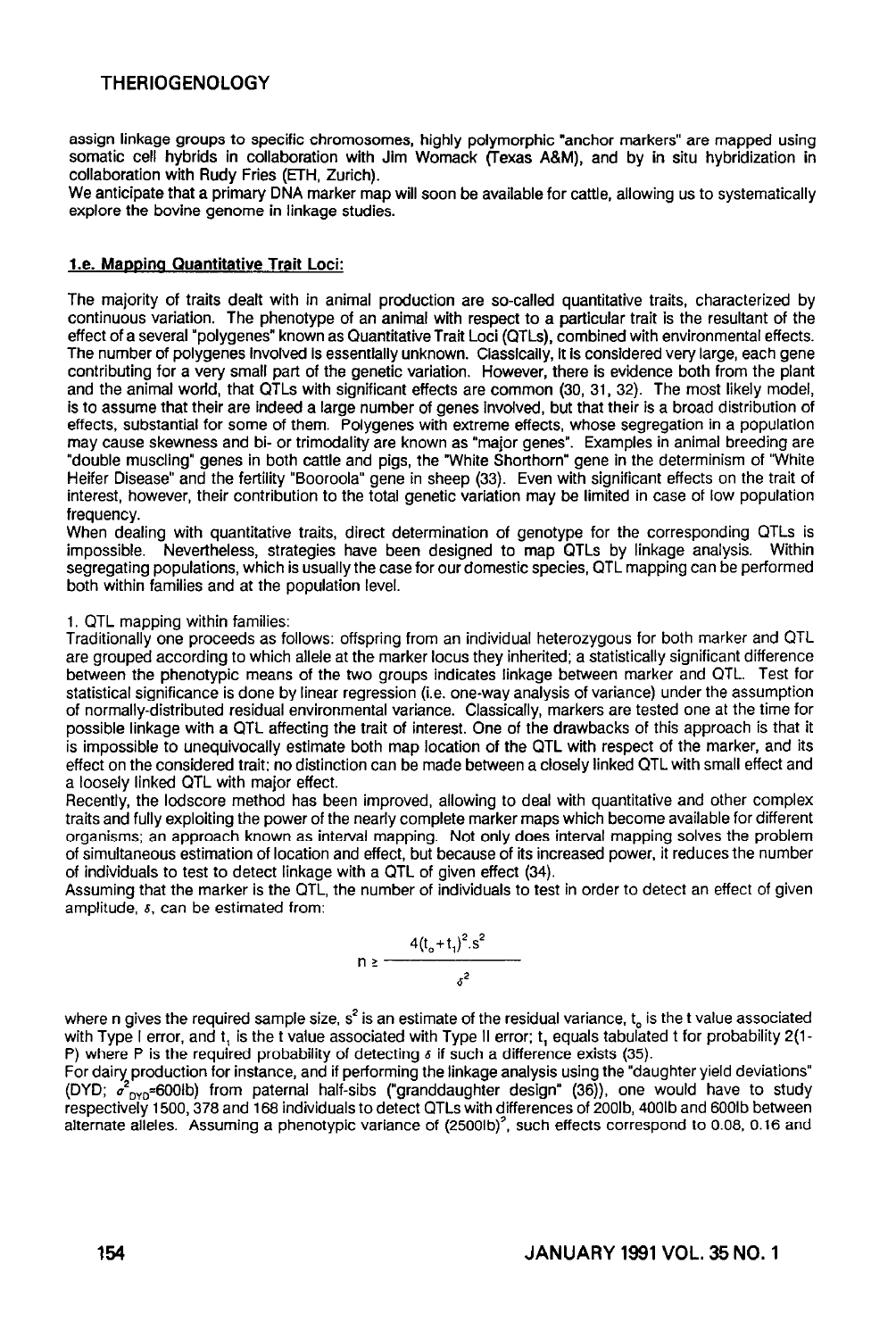assign linkage groups to specific chromosomes, highly polymorphic "anchor markers" are mapped using somatic cell hybrids in collaboration with Jim Womack (Texas A&M), and by in situ hybridization in collaboration with Rudy Fries (ETH, Zurich).
We anticipate that a primary DNA marker map will soon be available for cattle, allowing us to systematically explore the bovine genome in linkage studies.

### 1.e. Mapping Quantitative Trait Loci:

The majority of traits dealt with in animal production are so-called quantitative traits, characterized by continuous variation. The phenotype of an animal with respect to a particular trait is the resultant of the effect of a several "polygenes" known as Quantitative Trait Loci (QTLs), combined with environmental effects. The number of polygenes involved is essentially unknown. Classically, it is considered very large, each gene contributing for a very small part of the genetic variation. However, there is evidence both from the plant and the animal world, that QTLs with significant effects are common (30, 31, 32). The most likely model, is to assume that their are indeed a large number of genes involved, but that their is a broad distribution of effects, substantial for some of them. Polygenes with extreme effects, whose segregation in a population may cause skewness and bi- or trimodality are known as "major genes". Examples in animal breeding are "double muscling" genes in both cattle and pigs, the "White Shorthorn" gene in the determinism of "White Heifer Disease" and the fertility "Booroola" gene in sheep (33). Even with significant effects on the trait of interest, however, their contribution to the total genetic variation may be limited in case of low population frequency.
When dealing with quantitative traits, direct determination of genotype for the corresponding QTLs is impossible. Nevertheless, strategies have been designed to map QTLs by linkage analysis. Within segregating populations, which is usually the case for our domestic species, QTL mapping can be performed both within families and at the population level.

1. QTL mapping within families:
Traditionally one proceeds as follows: offspring from an individual heterozygous for both marker and QTL are grouped according to which allele at the marker locus they inherited; a statistically significant difference between the phenotypic means of the two groups indicates linkage between marker and QTL. Test for statistical significance is done by linear regression (i.e. one-way analysis of variance) under the assumption of normally-distributed residual environmental variance. Classically, markers are tested one at the time for possible linkage with a QTL affecting the trait of interest. One of the drawbacks of this approach is that it is impossible to unequivocally estimate both map location of the QTL with respect of the marker, and its effect on the considered trait: no distinction can be made between a closely linked QTL with small effect and a loosely linked QTL with major effect.
Recently, the lodscore method has been improved, allowing to deal with quantitative and other complex traits and fully exploiting the power of the nearly complete marker maps which become available for different organisms; an approach known as interval mapping. Not only does interval mapping solves the problem of simultaneous estimation of location and effect, but because of its increased power, it reduces the number of individuals to test to detect linkage with a QTL of given effect (34).
Assuming that the marker is the QTL, the number of individuals to test in order to detect an effect of given amplitude, $\delta$, can be estimated from:

$$n \geq \frac{4(t_0+t_1)^2 . s^2}{\delta^2}$$

where n gives the required sample size, $s^2$ is an estimate of the residual variance, $t_0$ is the t value associated with Type I error, and $t_1$ is the t value associated with Type II error; $t_1$ equals tabulated t for probability 2(1-P) where P is the required probability of detecting $\delta$ if such a difference exists (35).
For dairy production for instance, and if performing the linkage analysis using the "daughter yield deviations" (DYD; $\sigma^2_{DYD}$=600lb) from paternal half-sibs ("granddaughter design" (36)), one would have to study respectively 1500, 378 and 168 individuals to detect QTLs with differences of 200lb, 400lb and 600lb between alternate alleles. Assuming a phenotypic variance of $(2500lb)^2$, such effects correspond to 0.08, 0.16 and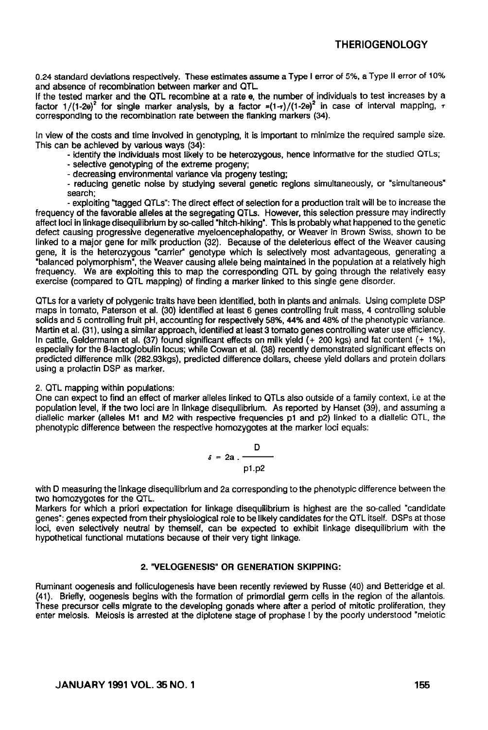0.24 standard deviations respectively. These estimates assume a Type I error of 5%, a Type II error of 10% and absence of recombination between marker and QTL.

If the tested marker and the QTL recombine at a rate e, the number of individuals to test increases by a factor $1/(1\text{-}2e)^2$ for single marker analysis, by a factor $\approx(1\text{-}\tau)/(1\text{-}2e)^2$ in case of interval mapping, $\tau$ corresponding to the recombination rate between the flanking markers (34).

In view of the costs and time involved in genotyping, it is important to minimize the required sample size. This can be achieved by various ways (34):

- identify the individuals most likely to be heterozygous, hence informative for the studied QTLs;
- selective genotyping of the extreme progeny;
- decreasing environmental variance via progeny testing;
- reducing genetic noise by studying several genetic regions simultaneously, or "simultaneous" search;
- exploiting "tagged QTLs": The direct effect of selection for a production trait will be to increase the frequency of the favorable alleles at the segregating QTLs. However, this selection pressure may indirectly affect loci in linkage disequilibrium by so-called "hitch-hiking". This is probably what happened to the genetic defect causing progressive degenerative myeloencephalopathy, or Weaver in Brown Swiss, shown to be linked to a major gene for milk production (32). Because of the deleterious effect of the Weaver causing gene, it is the heterozygous "carrier" genotype which is selectively most advantageous, generating a "balanced polymorphism", the Weaver causing allele being maintained in the population at a relatively high frequency. We are exploiting this to map the corresponding QTL by going through the relatively easy exercise (compared to QTL mapping) of finding a marker linked to this single gene disorder.

QTLs for a variety of polygenic traits have been identified, both in plants and animals. Using complete DSP maps in tomato, Paterson et al. (30) identified at least 6 genes controlling fruit mass, 4 controlling soluble solids and 5 controlling fruit pH, accounting for respectively 58%, 44% and 48% of the phenotypic variance. Martin et al. (31), using a similar approach, identified at least 3 tomato genes controlling water use efficiency. In cattle, Geldermann et al. (37) found significant effects on milk yield (+ 200 kgs) and fat content (+ 1%), especially for the β-lactoglobulin locus; while Cowan et al. (38) recently demonstrated significant effects on predicted difference milk (282.93kgs), predicted difference dollars, cheese yield dollars and protein dollars using a prolactin DSP as marker.

2. QTL mapping within populations:

One can expect to find an effect of marker alleles linked to QTLs also outside of a family context, i.e at the population level, if the two loci are in linkage disequilibrium. As reported by Hanset (39), and assuming a diallelic marker (alleles M1 and M2 with respective frequencies p1 and p2) linked to a diallelic QTL, the phenotypic difference between the respective homozygotes at the marker loci equals:

$$\delta = 2a \cdot \frac{D}{p1.p2}$$

with D measuring the linkage disequilibrium and 2a corresponding to the phenotypic difference between the two homozygotes for the QTL.

Markers for which a priori expectation for linkage disequilibrium is highest are the so-called "candidate genes": genes expected from their physiological role to be likely candidates for the QTL itself. DSPs at those loci, even selectively neutral by themself, can be expected to exhibit linkage disequilibrium with the hypothetical functional mutations because of their very tight linkage.

## 2. "VELOGENESIS" OR GENERATION SKIPPING:

Ruminant oogenesis and folliculogenesis have been recently reviewed by Russe (40) and Betteridge et al. (41). Briefly, oogenesis begins with the formation of primordial germ cells in the region of the allantois. These precursor cells migrate to the developing gonads where after a period of mitotic proliferation, they enter meiosis. Meiosis is arrested at the diplotene stage of prophase I by the poorly understood "meiotic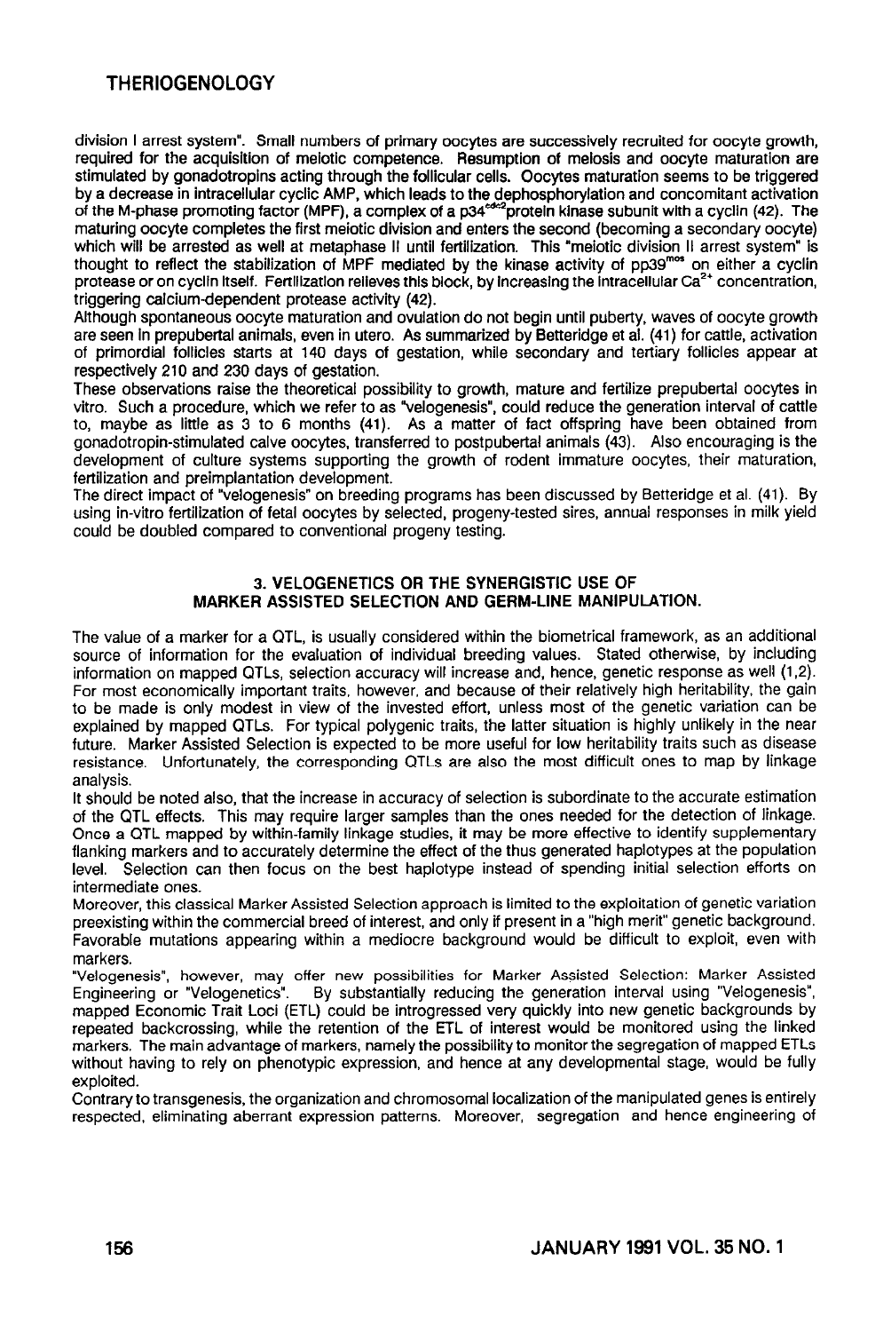division I arrest system". Small numbers of primary oocytes are successively recruited for oocyte growth, required for the acquisition of meiotic competence. Resumption of meiosis and oocyte maturation are stimulated by gonadotropins acting through the follicular cells. Oocytes maturation seems to be triggered by a decrease in intracellular cyclic AMP, which leads to the dephosphorylation and concomitant activation of the M-phase promoting factor (MPF), a complex of a $p34^{cdc2}$protein kinase subunit with a cyclin (42). The maturing oocyte completes the first meiotic division and enters the second (becoming a secondary oocyte) which will be arrested as well at metaphase II until fertilization. This "meiotic division II arrest system" is thought to reflect the stabilization of MPF mediated by the kinase activity of $pp39^{mos}$ on either a cyclin protease or on cyclin itself. Fertilization relieves this block, by increasing the intracellular $Ca^{2+}$ concentration, triggering calcium-dependent protease activity (42).

Although spontaneous oocyte maturation and ovulation do not begin until puberty, waves of oocyte growth are seen in prepubertal animals, even in utero. As summarized by Betteridge et al. (41) for cattle, activation of primordial follicles starts at 140 days of gestation, while secondary and tertiary follicles appear at respectively 210 and 230 days of gestation.

These observations raise the theoretical possibility to growth, mature and fertilize prepubertal oocytes in vitro. Such a procedure, which we refer to as "velogenesis", could reduce the generation interval of cattle to, maybe as little as 3 to 6 months (41). As a matter of fact offspring have been obtained from gonadotropin-stimulated calve oocytes, transferred to postpubertal animals (43). Also encouraging is the development of culture systems supporting the growth of rodent immature oocytes, their maturation, fertilization and preimplantation development.

The direct impact of "velogenesis" on breeding programs has been discussed by Betteridge et al. (41). By using in-vitro fertilization of fetal oocytes by selected, progeny-tested sires, annual responses in milk yield could be doubled compared to conventional progeny testing.

## 3. VELOGENETICS OR THE SYNERGISTIC USE OF MARKER ASSISTED SELECTION AND GERM-LINE MANIPULATION.

The value of a marker for a QTL, is usually considered within the biometrical framework, as an additional source of information for the evaluation of individual breeding values. Stated otherwise, by including information on mapped QTLs, selection accuracy will increase and, hence, genetic response as well (1,2). For most economically important traits, however, and because of their relatively high heritability, the gain to be made is only modest in view of the invested effort, unless most of the genetic variation can be explained by mapped QTLs. For typical polygenic traits, the latter situation is highly unlikely in the near future. Marker Assisted Selection is expected to be more useful for low heritability traits such as disease resistance. Unfortunately, the corresponding QTLs are also the most difficult ones to map by linkage analysis.

It should be noted also, that the increase in accuracy of selection is subordinate to the accurate estimation of the QTL effects. This may require larger samples than the ones needed for the detection of linkage. Once a QTL mapped by within-family linkage studies, it may be more effective to identify supplementary flanking markers and to accurately determine the effect of the thus generated haplotypes at the population level. Selection can then focus on the best haplotype instead of spending initial selection efforts on intermediate ones.

Moreover, this classical Marker Assisted Selection approach is limited to the exploitation of genetic variation preexisting within the commercial breed of interest, and only if present in a "high merit" genetic background. Favorable mutations appearing within a mediocre background would be difficult to exploit, even with markers.

"Velogenesis", however, may offer new possibilities for Marker Assisted Selection: Marker Assisted Engineering or "Velogenetics". By substantially reducing the generation interval using "Velogenesis", mapped Economic Trait Loci (ETL) could be introgressed very quickly into new genetic backgrounds by repeated backcrossing, while the retention of the ETL of interest would be monitored using the linked markers. The main advantage of markers, namely the possibility to monitor the segregation of mapped ETLs without having to rely on phenotypic expression, and hence at any developmental stage, would be fully exploited.

Contrary to transgenesis, the organization and chromosomal localization of the manipulated genes is entirely respected, eliminating aberrant expression patterns. Moreover, segregation and hence engineering of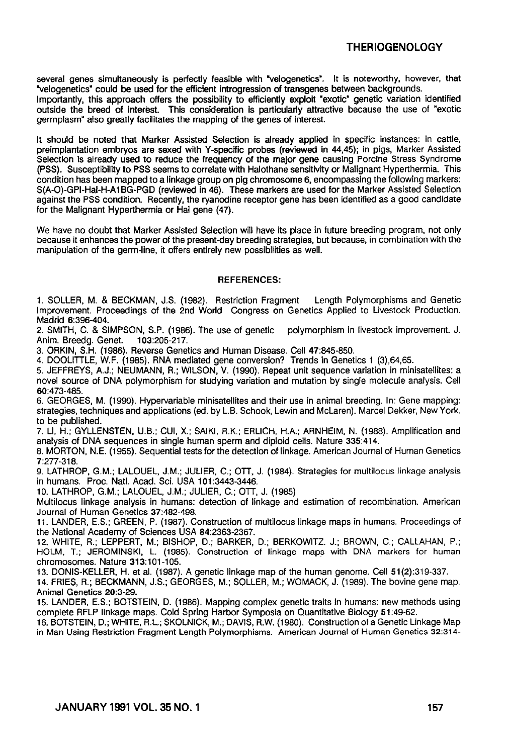several genes simultaneously is perfectly feasible with "velogenetics". It is noteworthy, however, that "velogenetics" could be used for the efficient introgression of transgenes between backgrounds. Importantly, this approach offers the possibility to efficiently exploit "exotic" genetic variation identified outside the breed of interest. This consideration is particularly attractive because the use of "exotic germplasm" also greatly facilitates the mapping of the genes of interest.

It should be noted that Marker Assisted Selection is already applied in specific instances: in cattle, preimplantation embryos are sexed with Y-specific probes (reviewed in 44,45); in pigs, Marker Assisted Selection is already used to reduce the frequency of the major gene causing Porcine Stress Syndrome (PSS). Susceptibility to PSS seems to correlate with Halothane sensitivity or Malignant Hyperthermia. This condition has been mapped to a linkage group on pig chromosome 6, encompassing the following markers: S(A-O)-GPI-Hal-H-A1BG-PGD (reviewed in 46). These markers are used for the Marker Assisted Selection against the PSS condition. Recently, the ryanodine receptor gene has been identified as a good candidate for the Malignant Hyperthermia or Hal gene (47).

We have no doubt that Marker Assisted Selection will have its place in future breeding program, not only because it enhances the power of the present-day breeding strategies, but because, in combination with the manipulation of the germ-line, it offers entirely new possibilities as well.

## REFERENCES:

1. SOLLER, M. & BECKMAN, J.S. (1982). Restriction Fragment Length Polymorphisms and Genetic Improvement. Proceedings of the 2nd World Congress on Genetics Applied to Livestock Production. Madrid **6**:396-404.
2. SMITH, C. & SIMPSON, S.P. (1986). The use of genetic polymorphism in livestock improvement. J. Anim. Breedg. Genet. **103**:205-217.
3. ORKIN, S.H. (1986). Reverse Genetics and Human Disease. Cell **47**:845-850.
4. DOOLITTLE, W.F. (1985). RNA mediated gene conversion? Trends in Genetics **1** (3),64,65.
5. JEFFREYS, A.J.; NEUMANN, R.; WILSON, V. (1990). Repeat unit sequence variation in minisatellites: a novel source of DNA polymorphism for studying variation and mutation by single molecule analysis. Cell **60**:473-485.
6. GEORGES, M. (1990). Hypervariable minisatellites and their use in animal breeding. In: Gene mapping: strategies, techniques and applications (ed. by L.B. Schook, Lewin and McLaren). Marcel Dekker, New York. to be published.
7. LI, H.; GYLLENSTEN, U.B.; CUI, X.; SAIKI, R.K.; ERLICH, H.A.; ARNHEIM, N. (1988). Amplification and analysis of DNA sequences in single human sperm and diploid cells. Nature **335**:414.
8. MORTON, N.E. (1955). Sequential tests for the detection of linkage. American Journal of Human Genetics **7**:277-318.
9. LATHROP, G.M.; LALOUEL, J.M.; JULIER, C.; OTT, J. (1984). Strategies for multilocus linkage analysis in humans. Proc. Natl. Acad. Sci. USA **101**:3443-3446.
10. LATHROP, G.M.; LALOUEL, J.M.; JULIER, C.; OTT, J. (1985) Multilocus linkage analysis in humans: detection of linkage and estimation of recombination. American Journal of Human Genetics **37**:482-498.
11. LANDER, E.S.; GREEN, P. (1987). Construction of multilocus linkage maps in humans. Proceedings of the National Academy of Sciences USA **84**:2363-2367.
12. WHITE, R.; LEPPERT, M.; BISHOP, D.; BARKER, D.; BERKOWITZ. J.; BROWN, C.; CALLAHAN, P.; HOLM, T.; JEROMINSKI, L. (1985). Construction of linkage maps with DNA markers for human chromosomes. Nature **313**:101-105.
13. DONIS-KELLER, H. et al. (1987). A genetic linkage map of the human genome. Cell **51(2)**:319-337.
14. FRIES, R.; BECKMANN, J.S.; GEORGES, M.; SOLLER, M.; WOMACK, J. (1989). The bovine gene map. Animal Genetics **20**:3-29.
15. LANDER, E.S.; BOTSTEIN, D. (1986). Mapping complex genetic traits in humans: new methods using complete RFLP linkage maps. Cold Spring Harbor Symposia on Quantitative Biology **51**:49-62.
16. BOTSTEIN, D.; WHITE, R.L.; SKOLNICK, M.; DAVIS, R.W. (1980). Construction of a Genetic Linkage Map in Man Using Restriction Fragment Length Polymorphisms. American Journal of Human Genetics 32:314-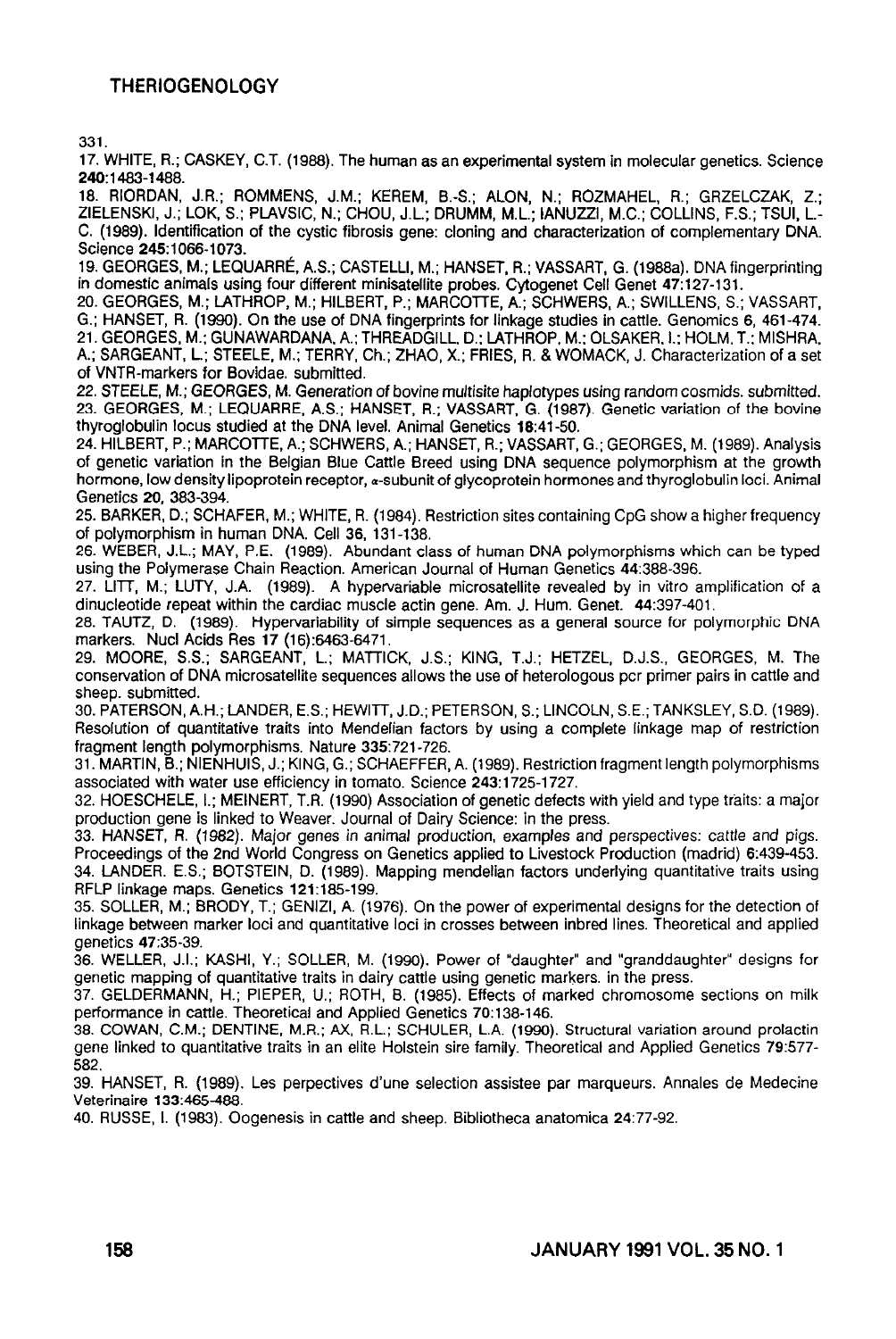331.

17. WHITE, R.; CASKEY, C.T. (1988). The human as an experimental system in molecular genetics. Science **240**:1483-1488.

18. RIORDAN, J.R.; ROMMENS, J.M.; KEREM, B.-S.; ALON, N.; ROZMAHEL, R.; GRZELCZAK, Z.; ZIELENSKI, J.; LOK, S.; PLAVSIC, N.; CHOU, J.L.; DRUMM, M.L.; IANUZZI, M.C.; COLLINS, F.S.; TSUI, L.-C. (1989). Identification of the cystic fibrosis gene: cloning and characterization of complementary DNA. Science **245**:1066-1073.

19. GEORGES, M.; LEQUARRÉ, A.S.; CASTELLI, M.; HANSET, R.; VASSART, G. (1988a). DNA fingerprinting in domestic animals using four different minisatellite probes. Cytogenet Cell Genet **47**:127-131.

20. GEORGES, M.; LATHROP, M.; HILBERT, P.; MARCOTTE, A.; SCHWERS, A.; SWILLENS, S.; VASSART, G.; HANSET, R. (1990). On the use of DNA fingerprints for linkage studies in cattle. Genomics **6**, 461-474.

21. GEORGES, M.; GUNAWARDANA, A.; THREADGILL, D.; LATHROP, M.; OLSAKER, I.; HOLM, T.; MISHRA, A.; SARGEANT, L.; STEELE, M.; TERRY, Ch.; ZHAO, X.; FRIES, R. & WOMACK, J. Characterization of a set of VNTR-markers for Bovidae. submitted.

22. STEELE, M.; GEORGES, M. Generation of bovine multisite haplotypes using random cosmids. submitted.

23. GEORGES, M.; LEQUARRE, A.S.; HANSET, R.; VASSART, G. (1987). Genetic variation of the bovine thyroglobulin locus studied at the DNA level. Animal Genetics **18**:41-50.

24. HILBERT, P.; MARCOTTE, A.; SCHWERS, A.; HANSET, R.; VASSART, G.; GEORGES, M. (1989). Analysis of genetic variation in the Belgian Blue Cattle Breed using DNA sequence polymorphism at the growth hormone, low density lipoprotein receptor, α-subunit of glycoprotein hormones and thyroglobulin loci. Animal Genetics **20**, 383-394.

25. BARKER, D.; SCHAFER, M.; WHITE, R. (1984). Restriction sites containing CpG show a higher frequency of polymorphism in human DNA. Cell **36**, 131-138.

26. WEBER, J.L.; MAY, P.E. (1989). Abundant class of human DNA polymorphisms which can be typed using the Polymerase Chain Reaction. American Journal of Human Genetics **44**:388-396.

27. LITT, M.; LUTY, J.A. (1989). A hypervariable microsatellite revealed by in vitro amplification of a dinucleotide repeat within the cardiac muscle actin gene. Am. J. Hum. Genet. **44**:397-401.

28. TAUTZ, D. (1989). Hypervariability of simple sequences as a general source for polymorphic DNA markers. Nucl Acids Res **17** (16):6463-6471.

29. MOORE, S.S.; SARGEANT, L.; MATTICK, J.S.; KING, T.J.; HETZEL, D.J.S., GEORGES, M. The conservation of DNA microsatellite sequences allows the use of heterologous pcr primer pairs in cattle and sheep. submitted.

30. PATERSON, A.H.; LANDER, E.S.; HEWITT, J.D.; PETERSON, S.; LINCOLN, S.E.; TANKSLEY, S.D. (1989). Resolution of quantitative traits into Mendelian factors by using a complete linkage map of restriction fragment length polymorphisms. Nature **335**:721-726.

31. MARTIN, B.; NIENHUIS, J.; KING, G.; SCHAEFFER, A. (1989). Restriction fragment length polymorphisms associated with water use efficiency in tomato. Science **243**:1725-1727.

32. HOESCHELE, I.; MEINERT, T.R. (1990) Association of genetic defects with yield and type traits: a major production gene is linked to Weaver. Journal of Dairy Science: in the press.

33. HANSET, R. (1982). Major genes in animal production, examples and perspectives: cattle and pigs. Proceedings of the 2nd World Congress on Genetics applied to Livestock Production (madrid) **6**:439-453.

34. LANDER. E.S.; BOTSTEIN, D. (1989). Mapping mendelian factors underlying quantitative traits using RFLP linkage maps. Genetics **121**:185-199.

35. SOLLER, M.; BRODY, T.; GENIZI, A. (1976). On the power of experimental designs for the detection of linkage between marker loci and quantitative loci in crosses between inbred lines. Theoretical and applied genetics **47**:35-39.

36. WELLER, J.I.; KASHI, Y.; SOLLER, M. (1990). Power of "daughter" and "granddaughter" designs for genetic mapping of quantitative traits in dairy cattle using genetic markers. in the press.

37. GELDERMANN, H.; PIEPER, U.; ROTH, B. (1985). Effects of marked chromosome sections on milk performance in cattle. Theoretical and Applied Genetics **70**:138-146.

38. COWAN, C.M.; DENTINE, M.R.; AX, R.L.; SCHULER, L.A. (1990). Structural variation around prolactin gene linked to quantitative traits in an elite Holstein sire family. Theoretical and Applied Genetics **79**:577-582.

39. HANSET, R. (1989). Les perpectives d'une selection assistee par marqueurs. Annales de Medecine Veterinaire **133**:465-488.

40. RUSSE, I. (1983). Oogenesis in cattle and sheep. Bibliotheca anatomica **24**:77-92.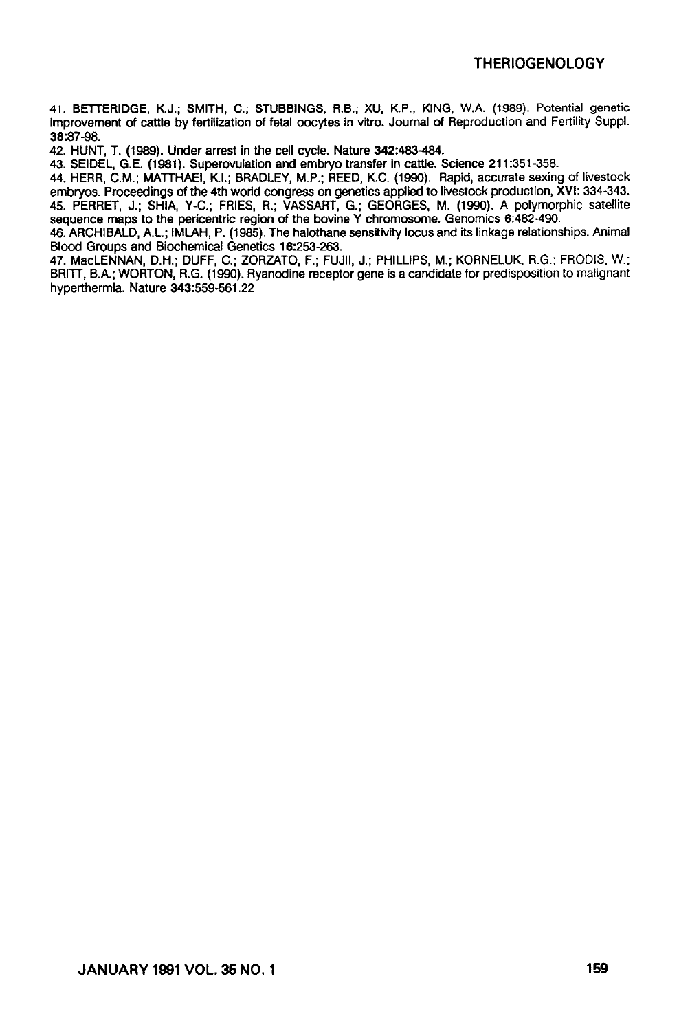41. BETTERIDGE, K.J.; SMITH, C.; STUBBINGS, R.B.; XU, K.P.; KING, W.A. (1989). Potential genetic improvement of cattle by fertilization of fetal oocytes in vitro. Journal of Reproduction and Fertility Suppl. **38**:87-98.

42. HUNT, T. (1989). Under arrest in the cell cycle. Nature **342**:483-484.

43. SEIDEL, G.E. (1981). Superovulation and embryo transfer in cattle. Science **211**:351-358.

44. HERR, C.M.; MATTHAEI, K.I.; BRADLEY, M.P.; REED, K.C. (1990). Rapid, accurate sexing of livestock embryos. Proceedings of the 4th world congress on genetics applied to livestock production, **XVI**: 334-343.

45. PERRET, J.; SHIA, Y-C.; FRIES, R.; VASSART, G.; GEORGES, M. (1990). A polymorphic satellite sequence maps to the pericentric region of the bovine Y chromosome. Genomics **6**:482-490.

46. ARCHIBALD, A.L.; IMLAH, P. (1985). The halothane sensitivity locus and its linkage relationships. Animal Blood Groups and Biochemical Genetics **16**:253-263.

47. MacLENNAN, D.H.; DUFF, C.; ZORZATO, F.; FUJII, J.; PHILLIPS, M.; KORNELUK, R.G.; FRODIS, W.; BRITT, B.A.; WORTON, R.G. (1990). Ryanodine receptor gene is a candidate for predisposition to malignant hyperthermia. Nature **343**:559-561.22